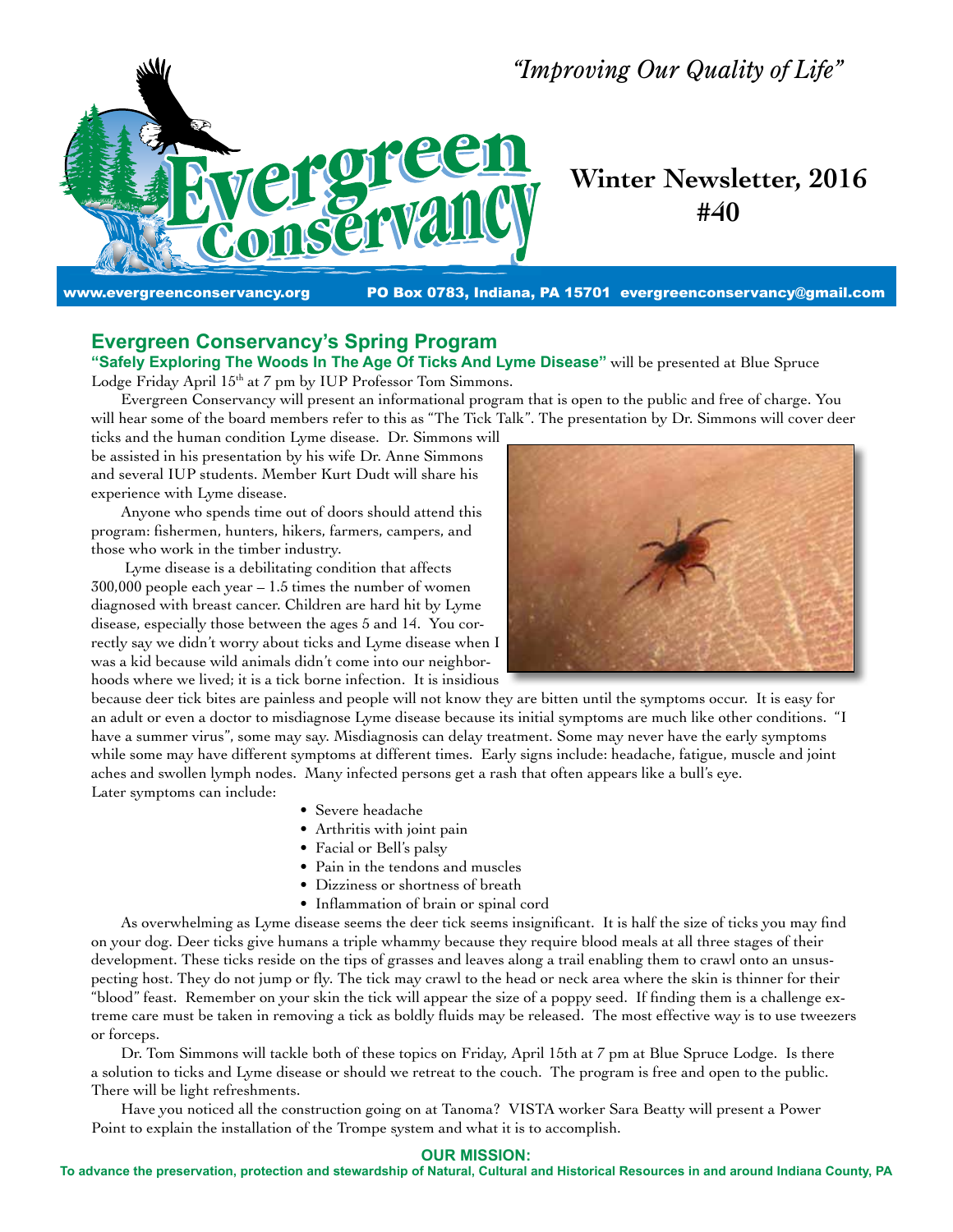*"Improving Our Quality of Life"*

# Evergreen Conservancy

## Winter Newsletter, 2016 #40

www.evergreenconservancy.org PO Box 0783, Indiana, PA 15701 evergreenconservancy@gmail.com

## Evergreen Conservancy's Spring Program

**"Safely Exploring The Woods In The Age Of Ticks And Lyme Disease"** will be presented at Blue Spruce Lodge Friday April 15th at 7 pm by IUP Professor Tom Simmons.

Evergreen Conservancy will present an informational program that is open to the public and free of charge. You will hear some of the board members refer to this as "The Tick Talk". The presentation by Dr. Simmons will cover deer ticks and the human condition Lyme disease. Dr. Simmons will be assisted in his presentation by his wife Dr. Anne Simmons and several IUP students. Member Kurt Dudt will share his experience with Lyme disease.

Anyone who spends time out of doors should attend this program: fishermen, hunters, hikers, farmers, campers, and those who work in the timber industry.

Lyme disease is a debilitating condition that affects 300,000 people each year – 1.5 times the number of women diagnosed with breast cancer. Children are hard hit by Lyme disease, especially those between the ages 5 and 14. You correctly say we didn't worry about ticks and Lyme disease when I was a kid because wild animals didn't come into our neighborhoods where we lived; it is a tick borne infection. It is insidious because deer tick bites are painless and people will not know they are bitten until the symptoms occur. It is easy for an adult or even a doctor to misdiagnose Lyme disease because its initial symptoms are much like other conditions. "I have a summer virus", some may say. Misdiagnosis can delay treatment. Some may never have the early symptoms while some may have different symptoms at different times. Early signs include: headache, fatigue, muscle and joint aches and swollen lymph nodes. Many infected persons get a rash that often appears like a bull's eye.

Later symptoms can include:

- Severe headache
- Arthritis with joint pain
- Facial or Bell's palsy
- Pain in the tendons and muscles
- Dizziness or shortness of breath
- Inflammation of brain or spinal cord

As overwhelming as Lyme disease seems the deer tick seems insignificant. It is half the size of ticks you may find on your dog. Deer ticks give humans a triple whammy because they require blood meals at all three stages of their development. These ticks reside on the tips of grasses and leaves along a trail enabling them to crawl onto an unsuspecting host. They do not jump or fly. The tick may crawl to the head or neck area where the skin is thinner for their "blood" feast. Remember on your skin the tick will appear the size of a poppy seed. If finding them is a challenge extreme care must be taken in removing a tick as boldly fluids may be released. The most effective way is to use tweezers or forceps.

Dr. Tom Simmons will tackle both of these topics on Friday, April 15th at 7 pm at Blue Spruce Lodge. Is there a solution to ticks and Lyme disease or should we retreat to the couch. The program is free and open to the public. There will be light refreshments.

Have you noticed all the construction going on at Tanoma? VISTA worker Sara Beatty will present a Power Point to explain the installation of the Trompe system and what it is to accomplish.

**OUR MISSION:**

**To advance the preservation, protection and stewardship of Natural, Cultural and Historical Resources in and around Indiana County, PA**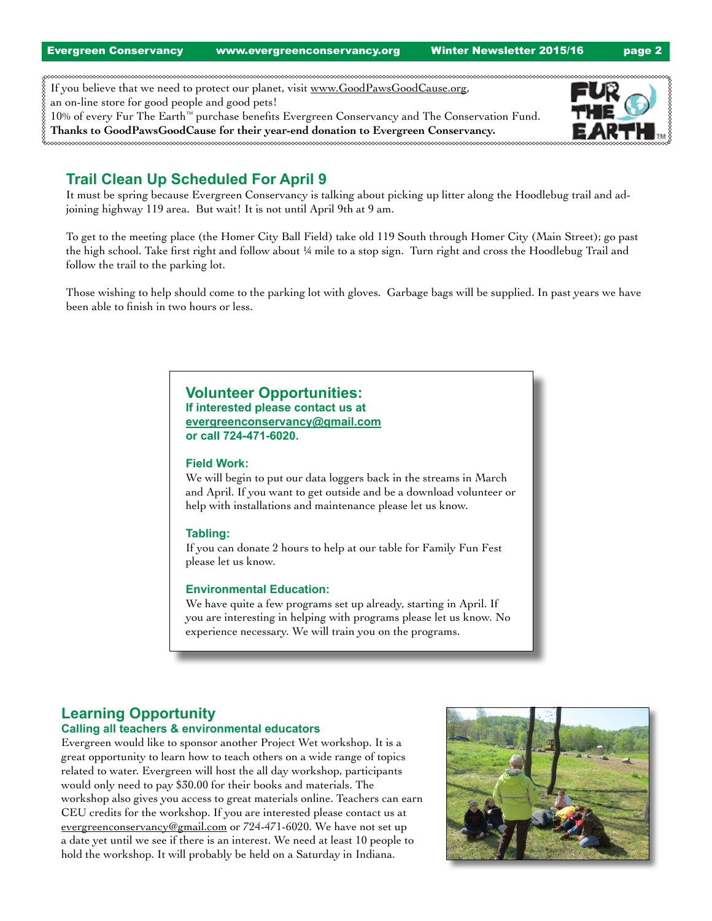If you believe that we need to protect our planet, visit www.GoodPawsGoodCause.org, an on-line store for good people and good pets!
10% of every Fur The Earth™ purchase benefits Evergreen Conservancy and The Conservation Fund.
**Thanks to GoodPawsGoodCause for their year-end donation to Evergreen Conservancy.**

## Trail Clean Up Scheduled For April 9

It must be spring because Evergreen Conservancy is talking about picking up litter along the Hoodlebug trail and adjoining highway 119 area. But wait! It is not until April 9th at 9 am.

To get to the meeting place (the Homer City Ball Field) take old 119 South through Homer City (Main Street); go past the high school. Take first right and follow about ¼ mile to a stop sign. Turn right and cross the Hoodlebug Trail and follow the trail to the parking lot.

Those wishing to help should come to the parking lot with gloves. Garbage bags will be supplied. In past years we have been able to finish in two hours or less.

## Volunteer Opportunities:

**If interested please contact us at evergreenconservancy@gmail.com or call 724-471-6020.**

### Field Work:

We will begin to put our data loggers back in the streams in March and April. If you want to get outside and be a download volunteer or help with installations and maintenance please let us know.

### Tabling:

If you can donate 2 hours to help at our table for Family Fun Fest please let us know.

### Environmental Education:

We have quite a few programs set up already, starting in April. If you are interesting in helping with programs please let us know. No experience necessary. We will train you on the programs.

## Learning Opportunity

### Calling all teachers & environmental educators

Evergreen would like to sponsor another Project Wet workshop. It is a great opportunity to learn how to teach others on a wide range of topics related to water. Evergreen will host the all day workshop, participants would only need to pay $30.00 for their books and materials. The workshop also gives you access to great materials online. Teachers can earn CEU credits for the workshop. If you are interested please contact us at evergreenconservancy@gmail.com or 724-471-6020. We have not set up a date yet until we see if there is an interest. We need at least 10 people to hold the workshop. It will probably be held on a Saturday in Indiana.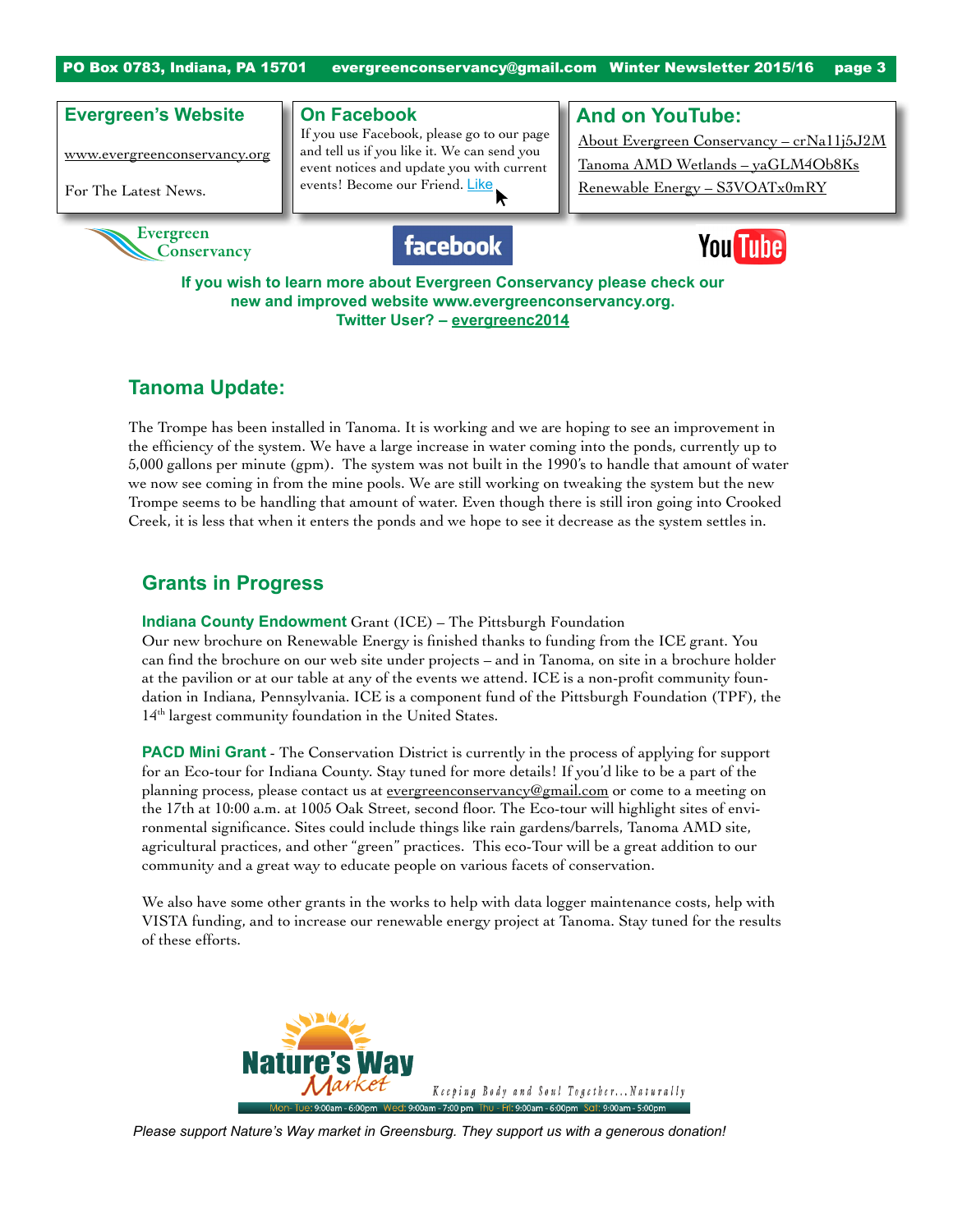## Evergreen's Website

www.evergreenconservancy.org

For The Latest News.

## On Facebook

If you use Facebook, please go to our page and tell us if you like it. We can send you event notices and update you with current events! Become our Friend. Like

## And on YouTube:

About Evergreen Conservancy – crNa11j5J2M

Tanoma AMD Wetlands – yaGLM4Ob8Ks

Renewable Energy – S3VOATx0mRY

Evergreen Conservancy

facebook

YouTube

**If you wish to learn more about Evergreen Conservancy please check our new and improved website www.evergreenconservancy.org.**
**Twitter User? – evergreenc2014**

## Tanoma Update:

The Trompe has been installed in Tanoma. It is working and we are hoping to see an improvement in the efficiency of the system. We have a large increase in water coming into the ponds, currently up to 5,000 gallons per minute (gpm). The system was not built in the 1990's to handle that amount of water we now see coming in from the mine pools. We are still working on tweaking the system but the new Trompe seems to be handling that amount of water. Even though there is still iron going into Crooked Creek, it is less that when it enters the ponds and we hope to see it decrease as the system settles in.

## Grants in Progress

**Indiana County Endowment** Grant (ICE) – The Pittsburgh Foundation
Our new brochure on Renewable Energy is finished thanks to funding from the ICE grant. You can find the brochure on our web site under projects – and in Tanoma, on site in a brochure holder at the pavilion or at our table at any of the events we attend. ICE is a non-profit community foundation in Indiana, Pennsylvania. ICE is a component fund of the Pittsburgh Foundation (TPF), the 14th largest community foundation in the United States.

**PACD Mini Grant** - The Conservation District is currently in the process of applying for support for an Eco-tour for Indiana County. Stay tuned for more details! If you'd like to be a part of the planning process, please contact us at evergreenconservancy@gmail.com or come to a meeting on the 17th at 10:00 a.m. at 1005 Oak Street, second floor. The Eco-tour will highlight sites of environmental significance. Sites could include things like rain gardens/barrels, Tanoma AMD site, agricultural practices, and other "green" practices. This eco-Tour will be a great addition to our community and a great way to educate people on various facets of conservation.

We also have some other grants in the works to help with data logger maintenance costs, help with VISTA funding, and to increase our renewable energy project at Tanoma. Stay tuned for the results of these efforts.

Nature's Way Market
Keeping Body and Soul Together...Naturally
Mon- Tue: 9:00am - 6:00pm Wed: 9:00am - 7:00 pm Thu - Fri: 9:00am - 6:00pm Sat: 9:00am - 5:00pm

*Please support Nature's Way market in Greensburg. They support us with a generous donation!*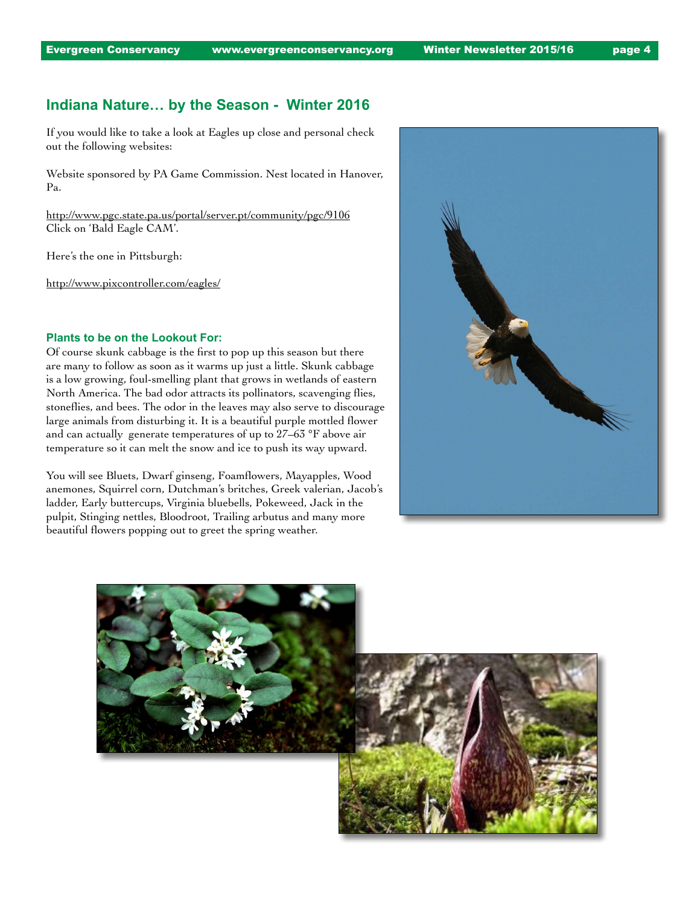## Indiana Nature… by the Season - Winter 2016

If you would like to take a look at Eagles up close and personal check out the following websites:

Website sponsored by PA Game Commission. Nest located in Hanover, Pa.

http://www.pgc.state.pa.us/portal/server.pt/community/pgc/9106
Click on 'Bald Eagle CAM'.

Here's the one in Pittsburgh:

http://www.pixcontroller.com/eagles/

### Plants to be on the Lookout For:

Of course skunk cabbage is the first to pop up this season but there are many to follow as soon as it warms up just a little. Skunk cabbage is a low growing, foul-smelling plant that grows in wetlands of eastern North America. The bad odor attracts its pollinators, scavenging flies, stoneflies, and bees. The odor in the leaves may also serve to discourage large animals from disturbing it. It is a beautiful purple mottled flower and can actually generate temperatures of up to 27–63 °F above air temperature so it can melt the snow and ice to push its way upward.

You will see Bluets, Dwarf ginseng, Foamflowers, Mayapples, Wood anemones, Squirrel corn, Dutchman's britches, Greek valerian, Jacob's ladder, Early buttercups, Virginia bluebells, Pokeweed, Jack in the pulpit, Stinging nettles, Bloodroot, Trailing arbutus and many more beautiful flowers popping out to greet the spring weather.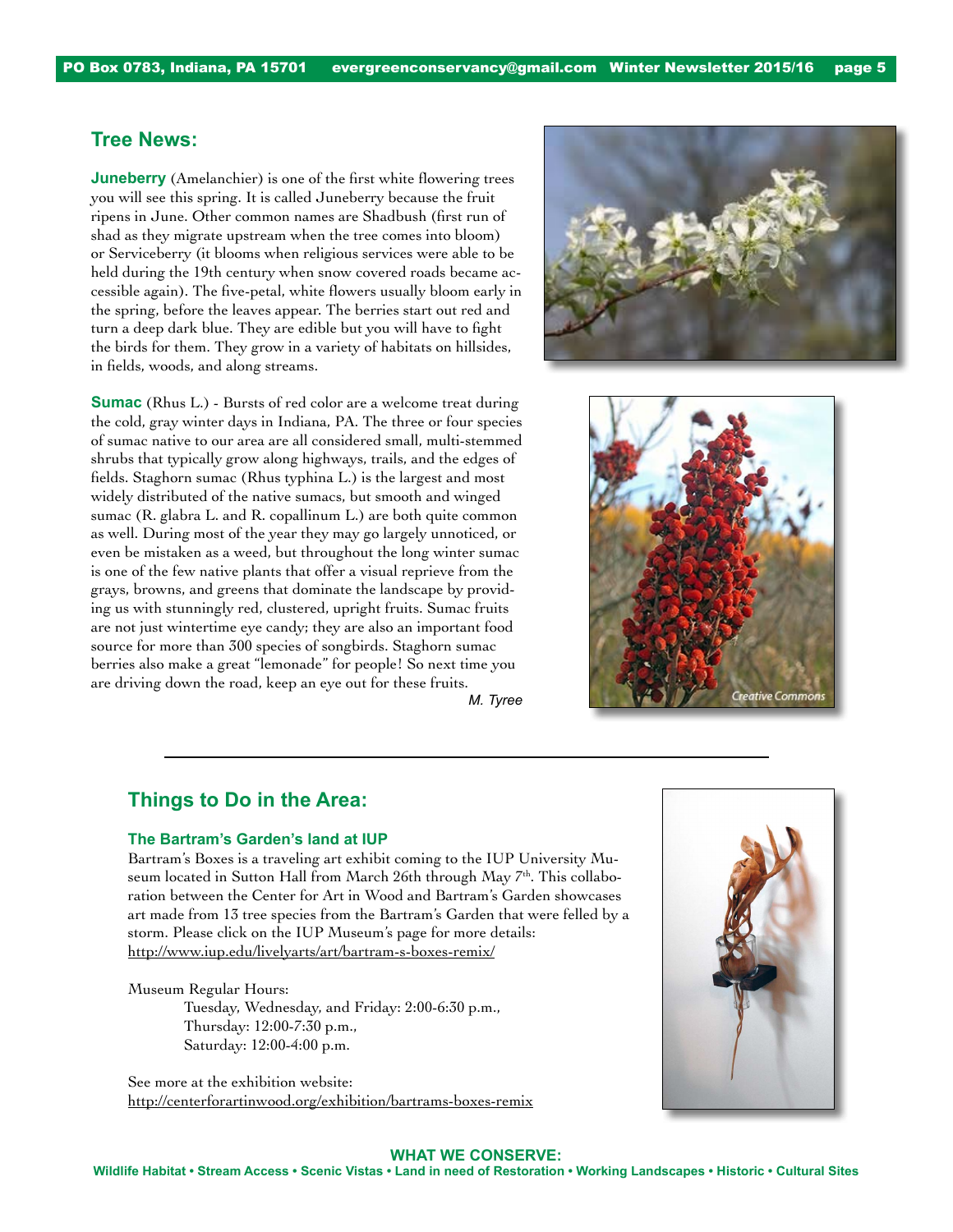## Tree News:

**Juneberry** (Amelanchier) is one of the first white flowering trees you will see this spring. It is called Juneberry because the fruit ripens in June. Other common names are Shadbush (first run of shad as they migrate upstream when the tree comes into bloom) or Serviceberry (it blooms when religious services were able to be held during the 19th century when snow covered roads became accessible again). The five-petal, white flowers usually bloom early in the spring, before the leaves appear. The berries start out red and turn a deep dark blue. They are edible but you will have to fight the birds for them. They grow in a variety of habitats on hillsides, in fields, woods, and along streams.

**Sumac** (Rhus L.) - Bursts of red color are a welcome treat during the cold, gray winter days in Indiana, PA. The three or four species of sumac native to our area are all considered small, multi-stemmed shrubs that typically grow along highways, trails, and the edges of fields. Staghorn sumac (Rhus typhina L.) is the largest and most widely distributed of the native sumacs, but smooth and winged sumac (R. glabra L. and R. copallinum L.) are both quite common as well. During most of the year they may go largely unnoticed, or even be mistaken as a weed, but throughout the long winter sumac is one of the few native plants that offer a visual reprieve from the grays, browns, and greens that dominate the landscape by providing us with stunningly red, clustered, upright fruits. Sumac fruits are not just wintertime eye candy; they are also an important food source for more than 300 species of songbirds. Staghorn sumac berries also make a great "lemonade" for people! So next time you are driving down the road, keep an eye out for these fruits.

*M. Tyree*

Creative Commons

---

## Things to Do in the Area:

### The Bartram's Garden's land at IUP

Bartram's Boxes is a traveling art exhibit coming to the IUP University Museum located in Sutton Hall from March 26th through May 7th. This collaboration between the Center for Art in Wood and Bartram's Garden showcases art made from 13 tree species from the Bartram's Garden that were felled by a storm. Please click on the IUP Museum's page for more details: http://www.iup.edu/livelyarts/art/bartram-s-boxes-remix/

Museum Regular Hours:

Tuesday, Wednesday, and Friday: 2:00-6:30 p.m.,
Thursday: 12:00-7:30 p.m.,
Saturday: 12:00-4:00 p.m.

See more at the exhibition website:
http://centerforartinwood.org/exhibition/bartrams-boxes-remix

**WHAT WE CONSERVE:**
**Wildlife Habitat • Stream Access • Scenic Vistas • Land in need of Restoration • Working Landscapes • Historic • Cultural Sites**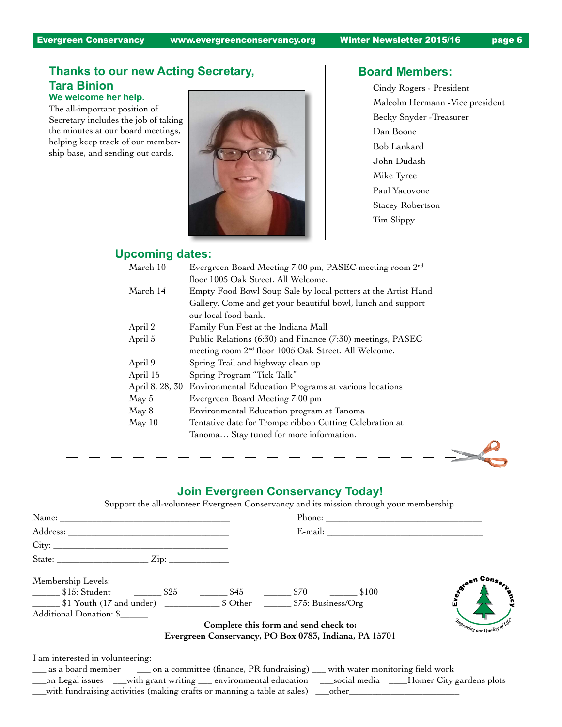## Thanks to our new Acting Secretary, Tara Binion

### We welcome her help.

The all-important position of Secretary includes the job of taking the minutes at our board meetings, helping keep track of our membership base, and sending out cards.

## Board Members:

Cindy Rogers - President
Malcolm Hermann -Vice president
Becky Snyder -Treasurer
Dan Boone
Bob Lankard
John Dudash
Mike Tyree
Paul Yacovone
Stacey Robertson
Tim Slippy

## Upcoming dates:

| | |
|---|---|
| March 10 | Evergreen Board Meeting 7:00 pm, PASEC meeting room 2nd floor 1005 Oak Street. All Welcome. |
| March 14 | Empty Food Bowl Soup Sale by local potters at the Artist Hand Gallery. Come and get your beautiful bowl, lunch and support our local food bank. |
| April 2 | Family Fun Fest at the Indiana Mall |
| April 5 | Public Relations (6:30) and Finance (7:30) meetings, PASEC meeting room 2nd floor 1005 Oak Street. All Welcome. |
| April 9 | Spring Trail and highway clean up |
| April 15 | Spring Program "Tick Talk" |
| April 8, 28, 30 | Environmental Education Programs at various locations |
| May 5 | Evergreen Board Meeting 7:00 pm |
| May 8 | Environmental Education program at Tanoma |
| May 10 | Tentative date for Trompe ribbon Cutting Celebration at Tanoma… Stay tuned for more information. |

## Join Evergreen Conservancy Today!

Support the all-volunteer Evergreen Conservancy and its mission through your membership.

Name: ___________________________________ Phone: ________________________________

Address: _________________________________ E-mail: _______________________________

City: ____________________________________

State: ___________________ Zip: ____________

Membership Levels:

_____ $15: Student _____ $25 _____ $45 _____ $70 _____ $100

_____ $1 Youth (17 and under) __________ $ Other _____ $75: Business/Org

Additional Donation: $_____

**Complete this form and send check to:**
**Evergreen Conservancy, PO Box 0783, Indiana, PA 15701**

Evergreen Conservancy "Improving our Quality of Life"

I am interested in volunteering:

___ as a board member ___ on a committee (finance, PR fundraising) ___ with water monitoring field work

___on Legal issues ___with grant writing ___ environmental education ___social media ____Homer City gardens plots

___with fundraising activities (making crafts or manning a table at sales) ___other_______________________